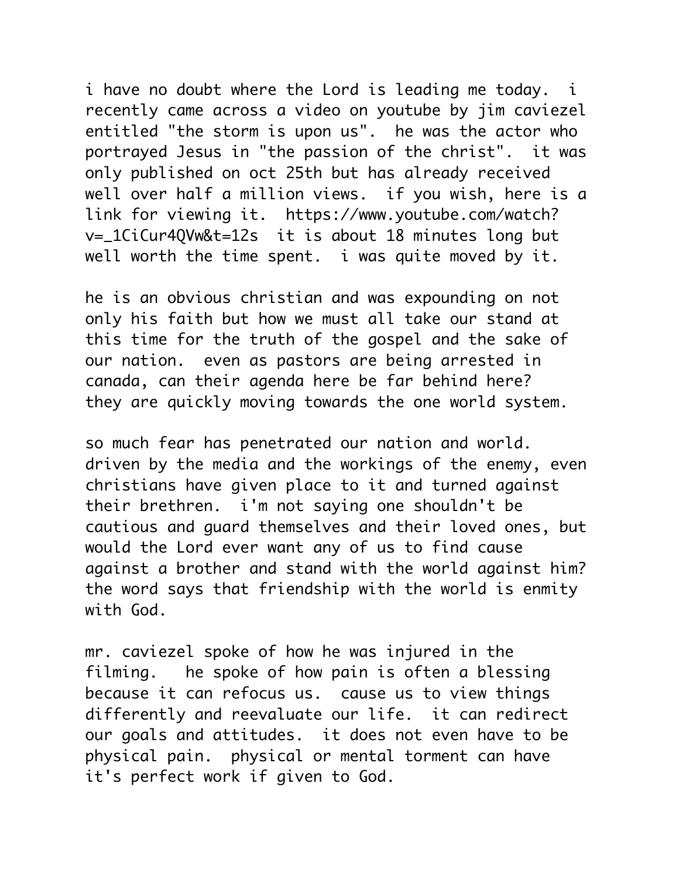i have no doubt where the Lord is leading me today. i recently came across a video on youtube by jim caviezel entitled "the storm is upon us". he was the actor who portrayed Jesus in "the passion of the christ". it was only published on oct 25th but has already received well over half a million views. if you wish, here is a link for viewing it. https://www.youtube.com/watch?v=_1CiCur4QVw&t=12s it is about 18 minutes long but well worth the time spent. i was quite moved by it.

he is an obvious christian and was expounding on not only his faith but how we must all take our stand at this time for the truth of the gospel and the sake of our nation. even as pastors are being arrested in canada, can their agenda here be far behind here? they are quickly moving towards the one world system.

so much fear has penetrated our nation and world. driven by the media and the workings of the enemy, even christians have given place to it and turned against their brethren. i'm not saying one shouldn't be cautious and guard themselves and their loved ones, but would the Lord ever want any of us to find cause against a brother and stand with the world against him? the word says that friendship with the world is enmity with God.

mr. caviezel spoke of how he was injured in the filming. he spoke of how pain is often a blessing because it can refocus us. cause us to view things differently and reevaluate our life. it can redirect our goals and attitudes. it does not even have to be physical pain. physical or mental torment can have it's perfect work if given to God.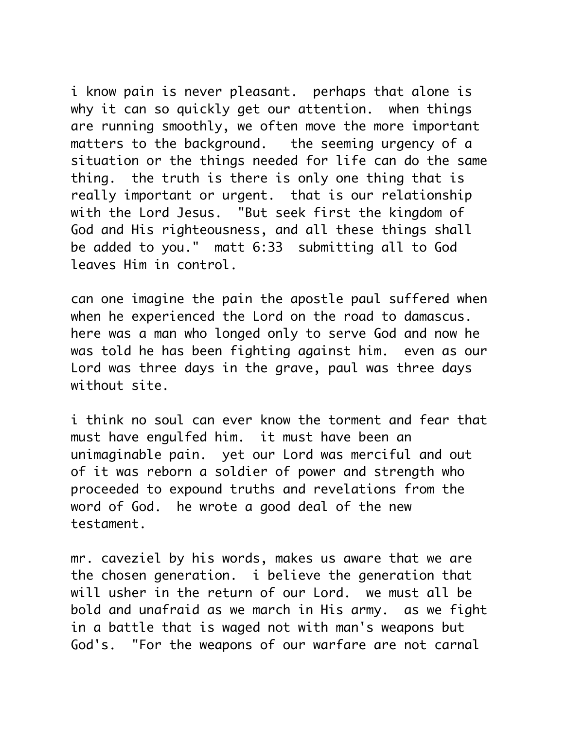i know pain is never pleasant.  perhaps that alone is why it can so quickly get our attention.  when things are running smoothly, we often move the more important matters to the background.   the seeming urgency of a situation or the things needed for life can do the same thing.  the truth is there is only one thing that is really important or urgent.  that is our relationship with the Lord Jesus.  "But seek first the kingdom of God and His righteousness, and all these things shall be added to you."  matt 6:33  submitting all to God leaves Him in control.

can one imagine the pain the apostle paul suffered when when he experienced the Lord on the road to damascus.  here was a man who longed only to serve God and now he was told he has been fighting against him.  even as our Lord was three days in the grave, paul was three days without site.

i think no soul can ever know the torment and fear that must have engulfed him.  it must have been an unimaginable pain.  yet our Lord was merciful and out of it was reborn a soldier of power and strength who proceeded to expound truths and revelations from the word of God.  he wrote a good deal of the new testament.

mr. caveziel by his words, makes us aware that we are the chosen generation.  i believe the generation that will usher in the return of our Lord.  we must all be bold and unafraid as we march in His army.  as we fight in a battle that is waged not with man's weapons but God's.  "For the weapons of our warfare are not carnal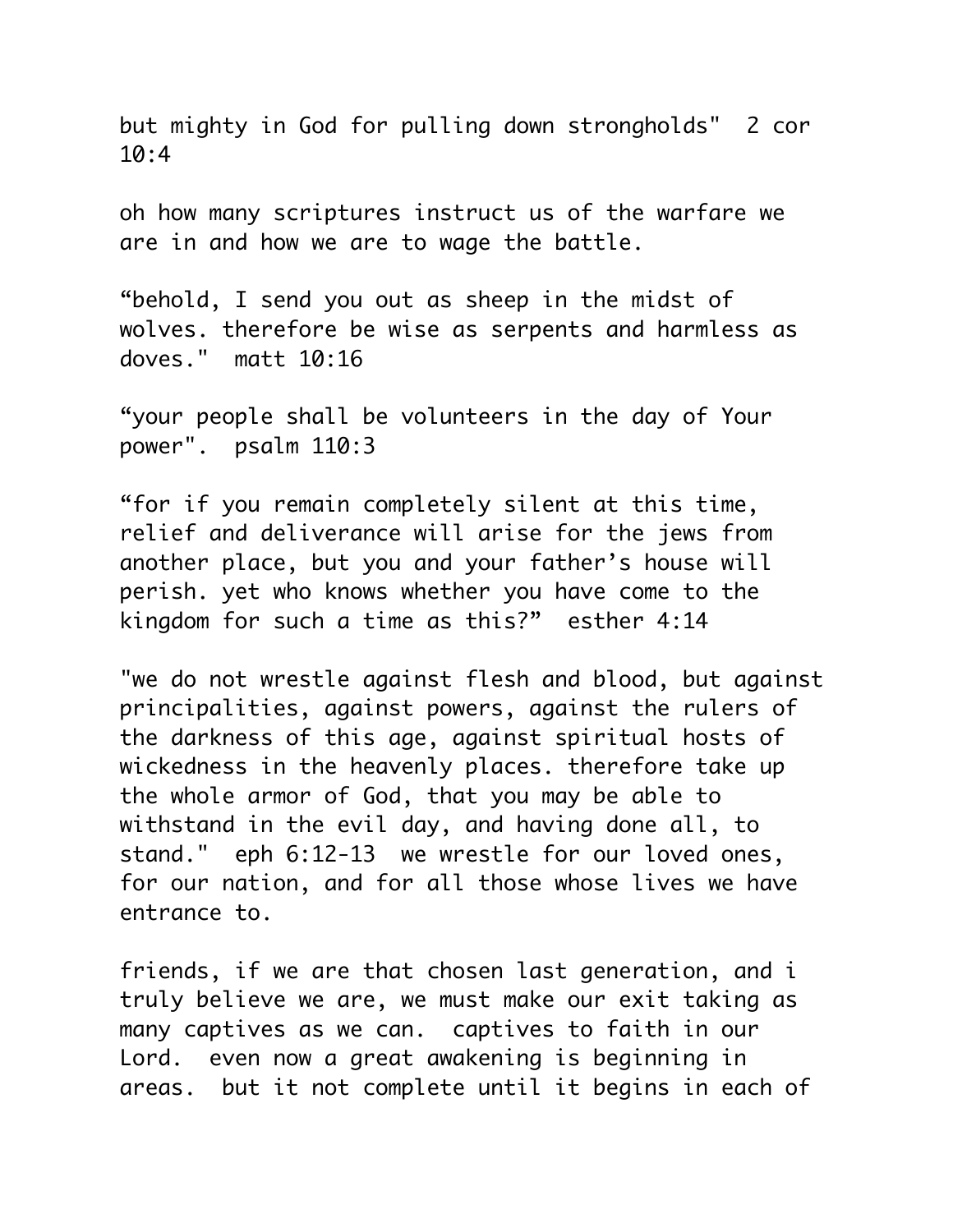but mighty in God for pulling down strongholds"  2 cor 10:4

oh how many scriptures instruct us of the warfare we are in and how we are to wage the battle.

“behold, I send you out as sheep in the midst of wolves. therefore be wise as serpents and harmless as doves."  matt 10:16

“your people shall be volunteers in the day of Your power".  psalm 110:3

“for if you remain completely silent at this time, relief and deliverance will arise for the jews from another place, but you and your father’s house will perish. yet who knows whether you have come to the kingdom for such a time as this?”  esther 4:14

"we do not wrestle against flesh and blood, but against principalities, against powers, against the rulers of the darkness of this age, against spiritual hosts of wickedness in the heavenly places. therefore take up the whole armor of God, that you may be able to withstand in the evil day, and having done all, to stand."  eph 6:12-13  we wrestle for our loved ones, for our nation, and for all those whose lives we have entrance to.

friends, if we are that chosen last generation, and i truly believe we are, we must make our exit taking as many captives as we can.  captives to faith in our Lord.  even now a great awakening is beginning in areas.  but it not complete until it begins in each of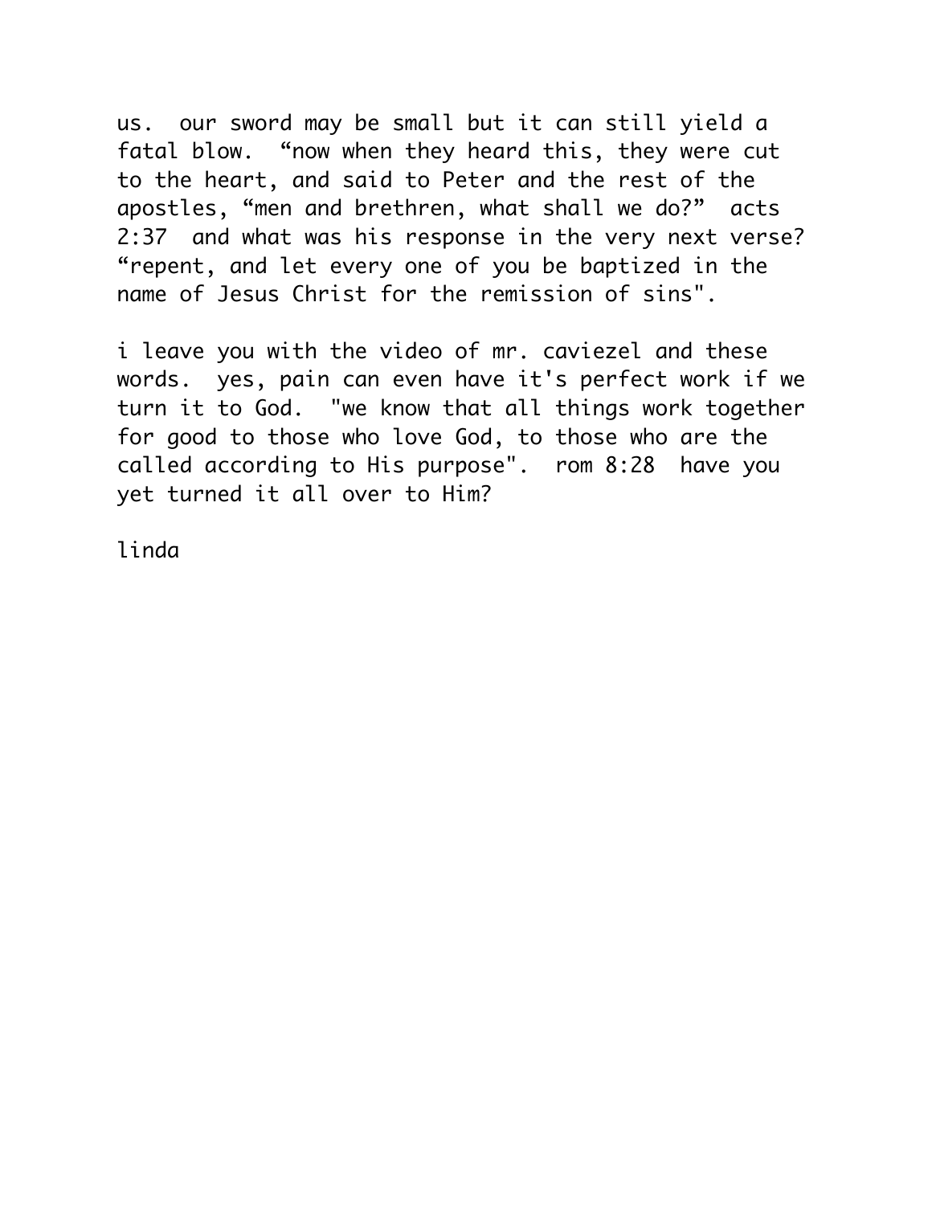us.  our sword may be small but it can still yield a fatal blow.  “now when they heard this, they were cut to the heart, and said to Peter and the rest of the apostles, “men and brethren, what shall we do?”  acts 2:37  and what was his response in the very next verse?  “repent, and let every one of you be baptized in the name of Jesus Christ for the remission of sins".

i leave you with the video of mr. caviezel and these words.  yes, pain can even have it's perfect work if we turn it to God.  "we know that all things work together for good to those who love God, to those who are the called according to His purpose".  rom 8:28  have you yet turned it all over to Him?

linda